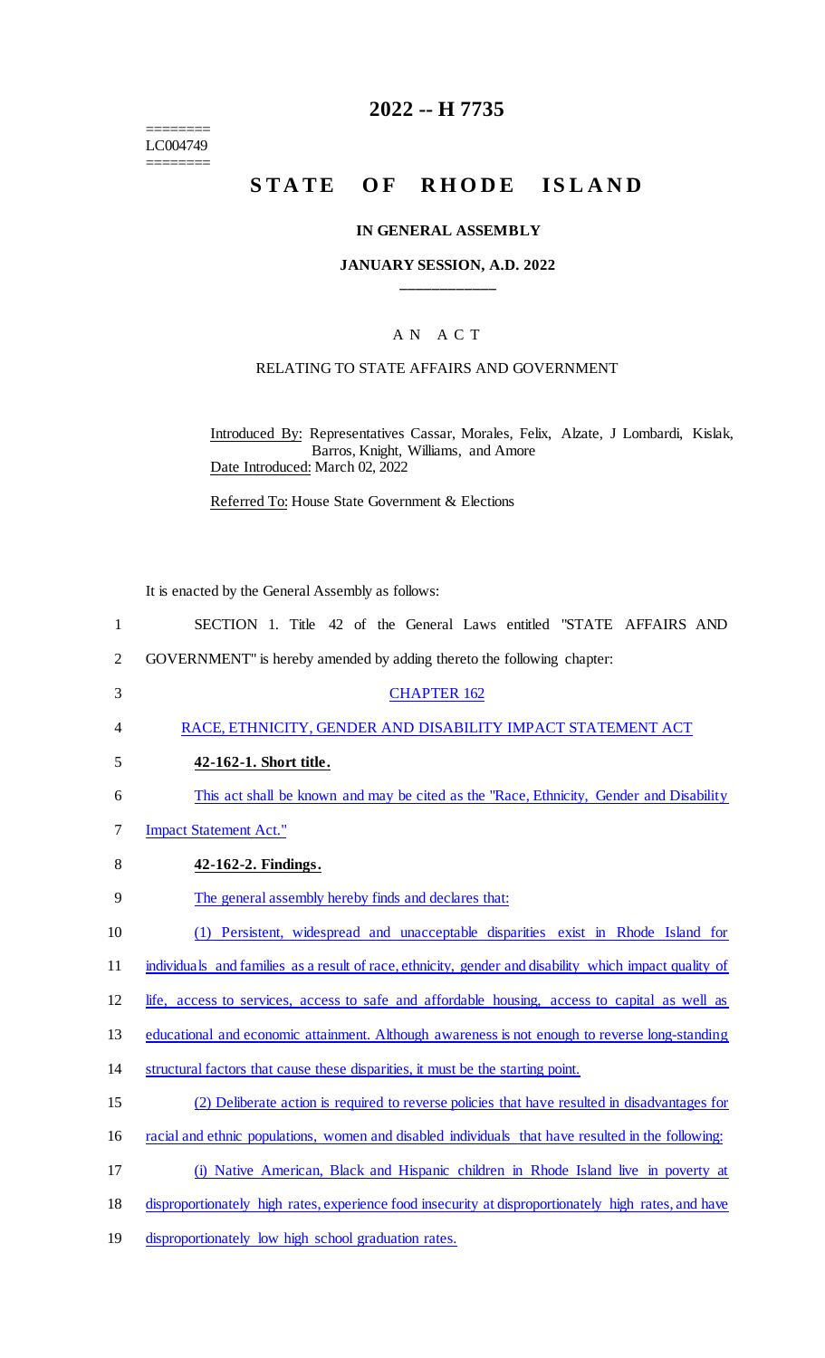========
LC004749
========

# 2022 -- H 7735

# STATE OF RHODE ISLAND

### IN GENERAL ASSEMBLY

### JANUARY SESSION, A.D. 2022

---

## AN ACT

### RELATING TO STATE AFFAIRS AND GOVERNMENT

Introduced By: Representatives Cassar, Morales, Felix, Alzate, J Lombardi, Kislak, Barros, Knight, Williams, and Amore

Date Introduced: March 02, 2022

Referred To: House State Government & Elections

It is enacted by the General Assembly as follows:

1 SECTION 1. Title 42 of the General Laws entitled "STATE AFFAIRS AND
2 GOVERNMENT" is hereby amended by adding thereto the following chapter:

3 CHAPTER 162

4 RACE, ETHNICITY, GENDER AND DISABILITY IMPACT STATEMENT ACT

5 **42-162-1. Short title.**

6 This act shall be known and may be cited as the "Race, Ethnicity, Gender and Disability
7 Impact Statement Act."

8 **42-162-2. Findings.**

9 The general assembly hereby finds and declares that:

10 (1) Persistent, widespread and unacceptable disparities exist in Rhode Island for
11 individuals and families as a result of race, ethnicity, gender and disability which impact quality of
12 life, access to services, access to safe and affordable housing, access to capital as well as
13 educational and economic attainment. Although awareness is not enough to reverse long-standing
14 structural factors that cause these disparities, it must be the starting point.

15 (2) Deliberate action is required to reverse policies that have resulted in disadvantages for
16 racial and ethnic populations, women and disabled individuals that have resulted in the following:

17 (i) Native American, Black and Hispanic children in Rhode Island live in poverty at
18 disproportionately high rates, experience food insecurity at disproportionately high rates, and have
19 disproportionately low high school graduation rates.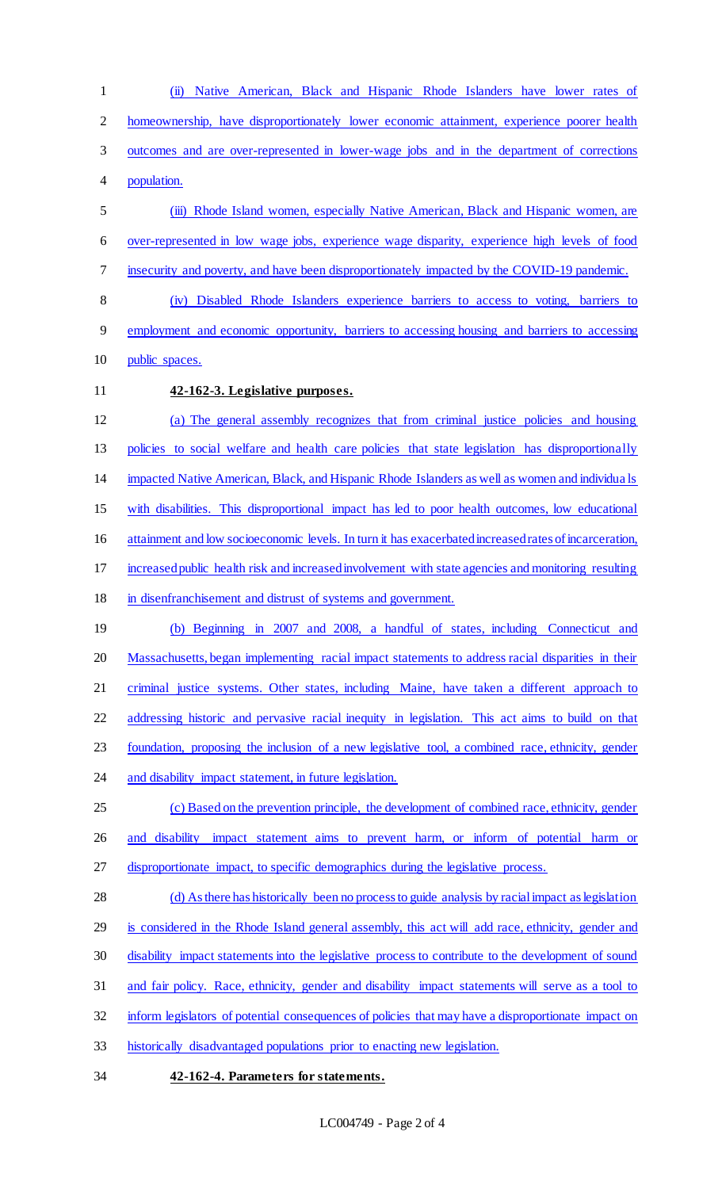(ii) Native American, Black and Hispanic Rhode Islanders have lower rates of homeownership, have disproportionately lower economic attainment, experience poorer health outcomes and are over-represented in lower-wage jobs and in the department of corrections population.

(iii) Rhode Island women, especially Native American, Black and Hispanic women, are over-represented in low wage jobs, experience wage disparity, experience high levels of food insecurity and poverty, and have been disproportionately impacted by the COVID-19 pandemic.

(iv) Disabled Rhode Islanders experience barriers to access to voting, barriers to employment and economic opportunity, barriers to accessing housing and barriers to accessing public spaces.

**42-162-3. Legislative purposes.**

(a) The general assembly recognizes that from criminal justice policies and housing policies to social welfare and health care policies that state legislation has disproportionally impacted Native American, Black, and Hispanic Rhode Islanders as well as women and individuals with disabilities. This disproportional impact has led to poor health outcomes, low educational attainment and low socioeconomic levels. In turn it has exacerbated increased rates of incarceration, increased public health risk and increased involvement with state agencies and monitoring resulting in disenfranchisement and distrust of systems and government.

(b) Beginning in 2007 and 2008, a handful of states, including Connecticut and Massachusetts, began implementing racial impact statements to address racial disparities in their criminal justice systems. Other states, including Maine, have taken a different approach to addressing historic and pervasive racial inequity in legislation. This act aims to build on that foundation, proposing the inclusion of a new legislative tool, a combined race, ethnicity, gender and disability impact statement, in future legislation.

(c) Based on the prevention principle, the development of combined race, ethnicity, gender and disability impact statement aims to prevent harm, or inform of potential harm or disproportionate impact, to specific demographics during the legislative process.

(d) As there has historically been no process to guide analysis by racial impact as legislation is considered in the Rhode Island general assembly, this act will add race, ethnicity, gender and disability impact statements into the legislative process to contribute to the development of sound and fair policy. Race, ethnicity, gender and disability impact statements will serve as a tool to inform legislators of potential consequences of policies that may have a disproportionate impact on historically disadvantaged populations prior to enacting new legislation.

**42-162-4. Parameters for statements.**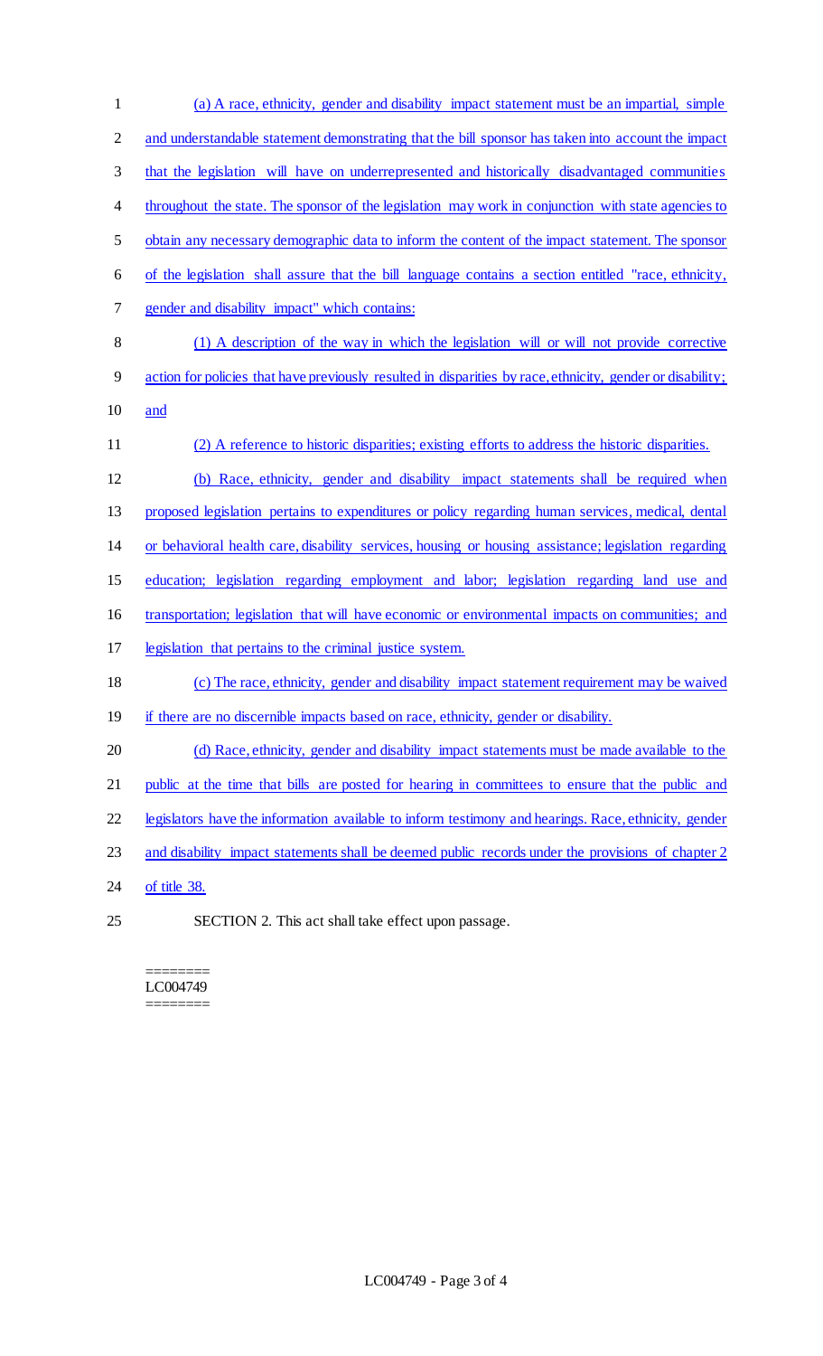(a) A race, ethnicity, gender and disability impact statement must be an impartial, simple and understandable statement demonstrating that the bill sponsor has taken into account the impact that the legislation will have on underrepresented and historically disadvantaged communities throughout the state. The sponsor of the legislation may work in conjunction with state agencies to obtain any necessary demographic data to inform the content of the impact statement. The sponsor of the legislation shall assure that the bill language contains a section entitled "race, ethnicity, gender and disability impact" which contains:

(1) A description of the way in which the legislation will or will not provide corrective action for policies that have previously resulted in disparities by race, ethnicity, gender or disability; and

(2) A reference to historic disparities; existing efforts to address the historic disparities.

(b) Race, ethnicity, gender and disability impact statements shall be required when proposed legislation pertains to expenditures or policy regarding human services, medical, dental or behavioral health care, disability services, housing or housing assistance; legislation regarding education; legislation regarding employment and labor; legislation regarding land use and transportation; legislation that will have economic or environmental impacts on communities; and legislation that pertains to the criminal justice system.

(c) The race, ethnicity, gender and disability impact statement requirement may be waived if there are no discernible impacts based on race, ethnicity, gender or disability.

(d) Race, ethnicity, gender and disability impact statements must be made available to the public at the time that bills are posted for hearing in committees to ensure that the public and legislators have the information available to inform testimony and hearings. Race, ethnicity, gender and disability impact statements shall be deemed public records under the provisions of chapter 2 of title 38.

SECTION 2. This act shall take effect upon passage.

========
LC004749
========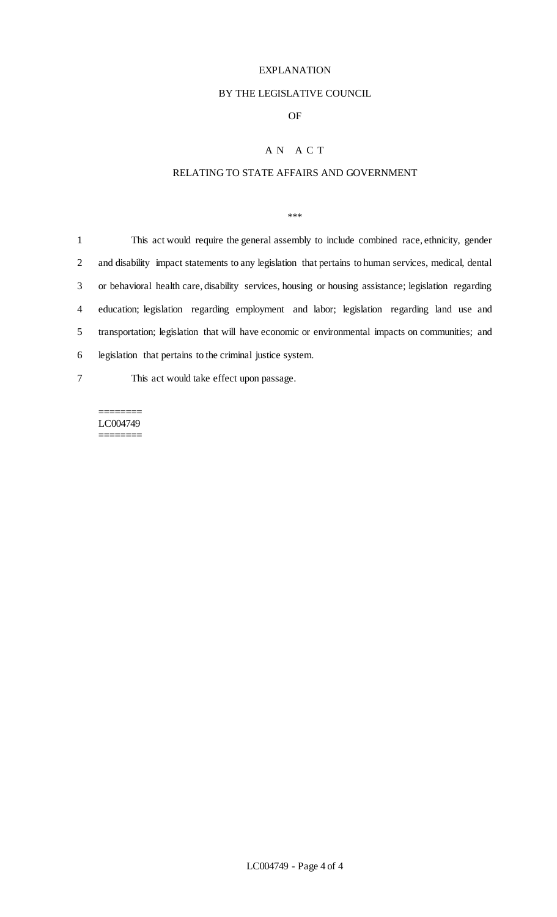EXPLANATION

BY THE LEGISLATIVE COUNCIL

OF

A N A C T

RELATING TO STATE AFFAIRS AND GOVERNMENT

\*\*\*

1 This act would require the general assembly to include combined race, ethnicity, gender
2 and disability impact statements to any legislation that pertains to human services, medical, dental
3 or behavioral health care, disability services, housing or housing assistance; legislation regarding
4 education; legislation regarding employment and labor; legislation regarding land use and
5 transportation; legislation that will have economic or environmental impacts on communities; and
6 legislation that pertains to the criminal justice system.

7 This act would take effect upon passage.

========
LC004749
========